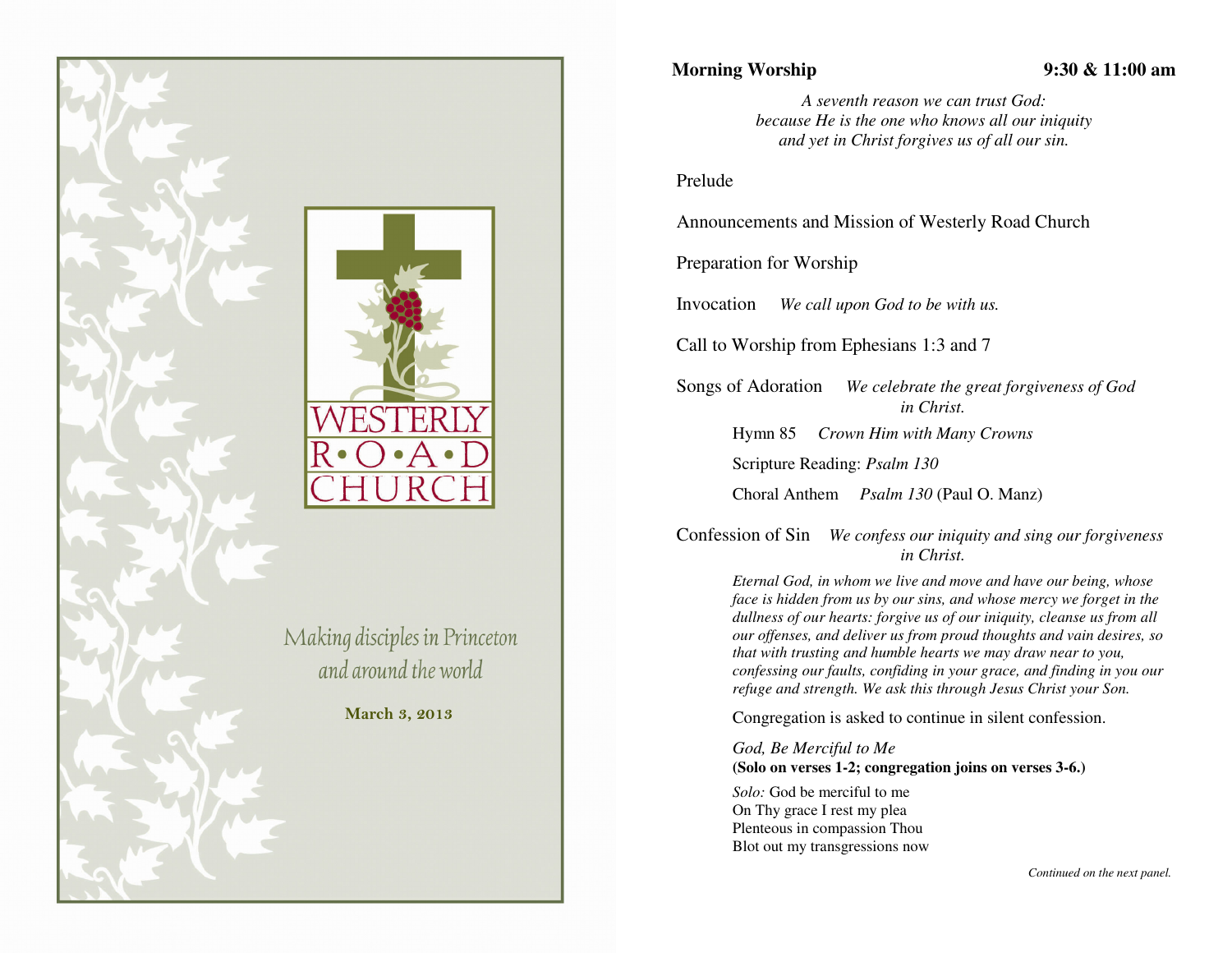# WESTERLY ROAD CHURCH

*Making disciples in Princeton and around the world*

**March 3, 2013**

---

**Morning Worship** **9:30 & 11:00 am**

*A seventh reason we can trust God:*
*because He is the one who knows all our iniquity*
*and yet in Christ forgives us of all our sin.*

Prelude

Announcements and Mission of Westerly Road Church

Preparation for Worship

Invocation *We call upon God to be with us.*

Call to Worship from Ephesians 1:3 and 7

Songs of Adoration *We celebrate the great forgiveness of God in Christ.*

Hymn 85 *Crown Him with Many Crowns*

Scripture Reading: *Psalm 130*

Choral Anthem *Psalm 130* (Paul O. Manz)

Confession of Sin *We confess our iniquity and sing our forgiveness in Christ.*

*Eternal God, in whom we live and move and have our being, whose face is hidden from us by our sins, and whose mercy we forget in the dullness of our hearts: forgive us of our iniquity, cleanse us from all our offenses, and deliver us from proud thoughts and vain desires, so that with trusting and humble hearts we may draw near to you, confessing our faults, confiding in your grace, and finding in you our refuge and strength. We ask this through Jesus Christ your Son.*

Congregation is asked to continue in silent confession.

*God, Be Merciful to Me*
**(Solo on verses 1-2; congregation joins on verses 3-6.)**

*Solo:* God be merciful to me
On Thy grace I rest my plea
Plenteous in compassion Thou
Blot out my transgressions now

*Continued on the next panel.*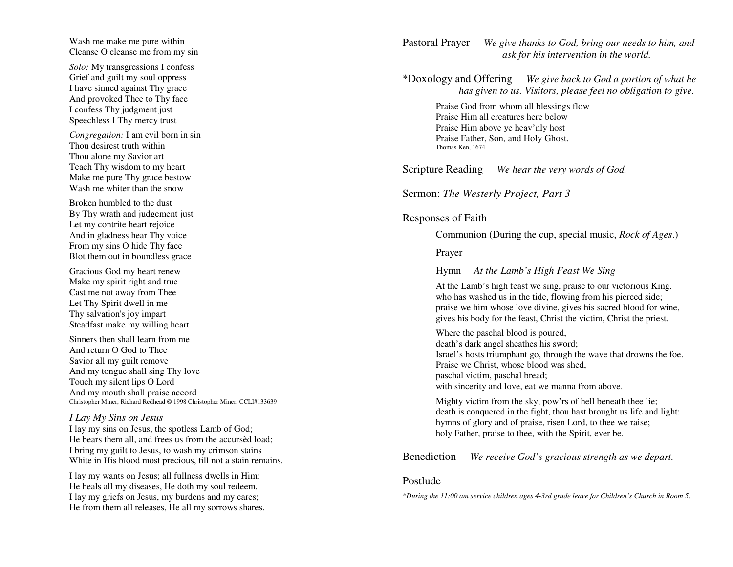Wash me make me pure within
Cleanse O cleanse me from my sin

*Solo:* My transgressions I confess
Grief and guilt my soul oppress
I have sinned against Thy grace
And provoked Thee to Thy face
I confess Thy judgment just
Speechless I Thy mercy trust

*Congregation:* I am evil born in sin
Thou desirest truth within
Thou alone my Savior art
Teach Thy wisdom to my heart
Make me pure Thy grace bestow
Wash me whiter than the snow

Broken humbled to the dust
By Thy wrath and judgement just
Let my contrite heart rejoice
And in gladness hear Thy voice
From my sins O hide Thy face
Blot them out in boundless grace

Gracious God my heart renew
Make my spirit right and true
Cast me not away from Thee
Let Thy Spirit dwell in me
Thy salvation's joy impart
Steadfast make my willing heart

Sinners then shall learn from me
And return O God to Thee
Savior all my guilt remove
And my tongue shall sing Thy love
Touch my silent lips O Lord
And my mouth shall praise accord
Christopher Miner, Richard Redhead © 1998 Christopher Miner, CCLI#133639

*I Lay My Sins on Jesus*
I lay my sins on Jesus, the spotless Lamb of God;
He bears them all, and frees us from the accursèd load;
I bring my guilt to Jesus, to wash my crimson stains
White in His blood most precious, till not a stain remains.

I lay my wants on Jesus; all fullness dwells in Him;
He heals all my diseases, He doth my soul redeem.
I lay my griefs on Jesus, my burdens and my cares;
He from them all releases, He all my sorrows shares.

Pastoral Prayer *We give thanks to God, bring our needs to him, and ask for his intervention in the world.*

*Doxology and Offering *We give back to God a portion of what he has given to us. Visitors, please feel no obligation to give.*

Praise God from whom all blessings flow
Praise Him all creatures here below
Praise Him above ye heav'nly host
Praise Father, Son, and Holy Ghost.
Thomas Ken, 1674

Scripture Reading *We hear the very words of God.*

Sermon: *The Westerly Project, Part 3*

Responses of Faith

Communion (During the cup, special music, *Rock of Ages*.)

Prayer

Hymn *At the Lamb's High Feast We Sing*

At the Lamb's high feast we sing, praise to our victorious King.
who has washed us in the tide, flowing from his pierced side;
praise we him whose love divine, gives his sacred blood for wine,
gives his body for the feast, Christ the victim, Christ the priest.

Where the paschal blood is poured,
death's dark angel sheathes his sword;
Israel's hosts triumphant go, through the wave that drowns the foe.
Praise we Christ, whose blood was shed,
paschal victim, paschal bread;
with sincerity and love, eat we manna from above.

Mighty victim from the sky, pow'rs of hell beneath thee lie;
death is conquered in the fight, thou hast brought us life and light:
hymns of glory and of praise, risen Lord, to thee we raise;
holy Father, praise to thee, with the Spirit, ever be.

Benediction *We receive God's gracious strength as we depart.*

Postlude

*\*During the 11:00 am service children ages 4-3rd grade leave for Children's Church in Room 5.*